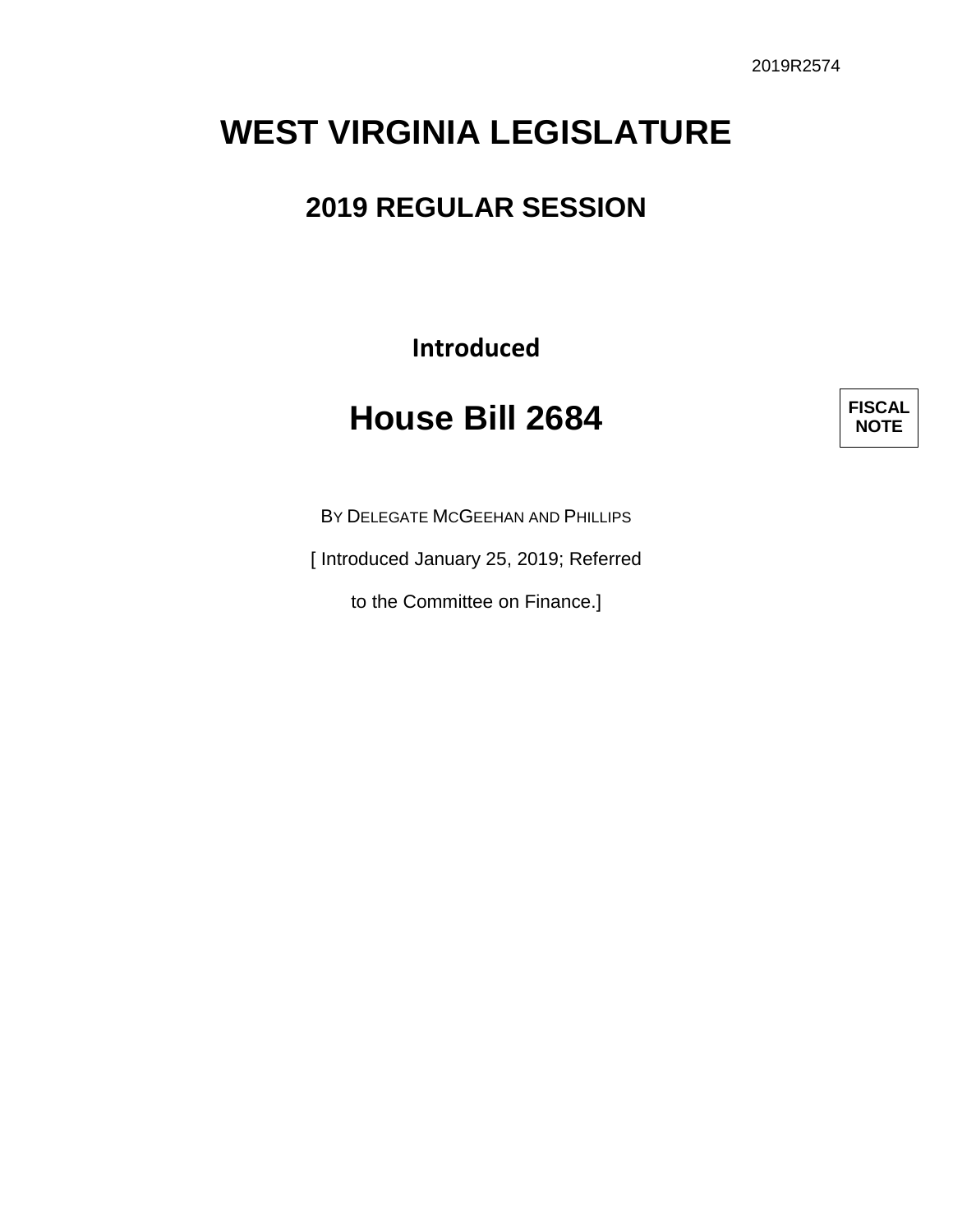2019R2574

# WEST VIRGINIA LEGISLATURE

## 2019 REGULAR SESSION

**Introduced**

# House Bill 2684

**FISCAL NOTE**

BY DELEGATE MCGEEHAN AND PHILLIPS

[ Introduced January 25, 2019; Referred

to the Committee on Finance.]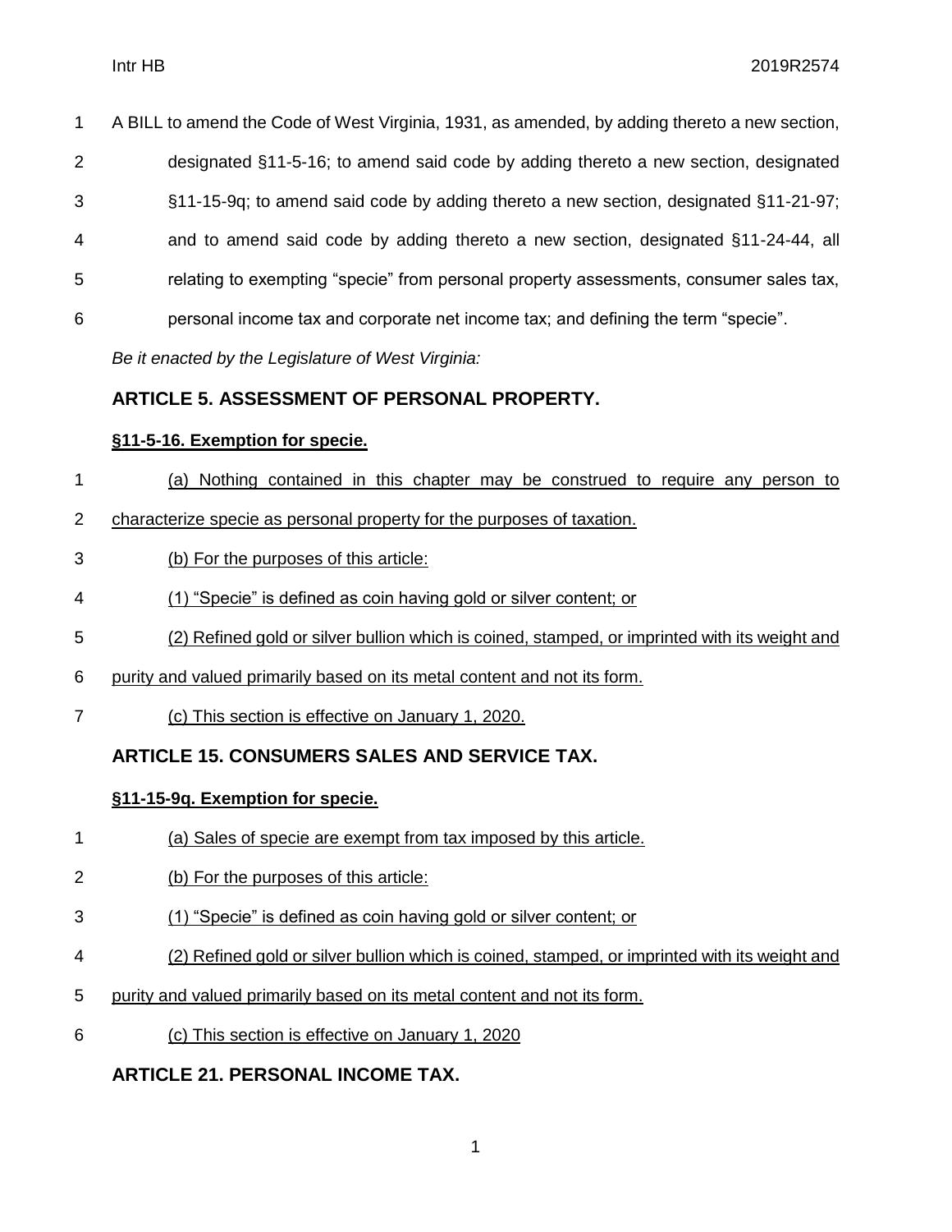A BILL to amend the Code of West Virginia, 1931, as amended, by adding thereto a new section, designated §11-5-16; to amend said code by adding thereto a new section, designated §11-15-9q; to amend said code by adding thereto a new section, designated §11-21-97; and to amend said code by adding thereto a new section, designated §11-24-44, all relating to exempting "specie" from personal property assessments, consumer sales tax, personal income tax and corporate net income tax; and defining the term "specie".

*Be it enacted by the Legislature of West Virginia:*

## ARTICLE 5. ASSESSMENT OF PERSONAL PROPERTY.

### §11-5-16. Exemption for specie.

(a) Nothing contained in this chapter may be construed to require any person to characterize specie as personal property for the purposes of taxation.

(b) For the purposes of this article:

(1) "Specie" is defined as coin having gold or silver content; or

(2) Refined gold or silver bullion which is coined, stamped, or imprinted with its weight and purity and valued primarily based on its metal content and not its form.

(c) This section is effective on January 1, 2020.

## ARTICLE 15. CONSUMERS SALES AND SERVICE TAX.

### §11-15-9q. Exemption for specie.

(a) Sales of specie are exempt from tax imposed by this article.

(b) For the purposes of this article:

(1) "Specie" is defined as coin having gold or silver content; or

(2) Refined gold or silver bullion which is coined, stamped, or imprinted with its weight and purity and valued primarily based on its metal content and not its form.

(c) This section is effective on January 1, 2020

## ARTICLE 21. PERSONAL INCOME TAX.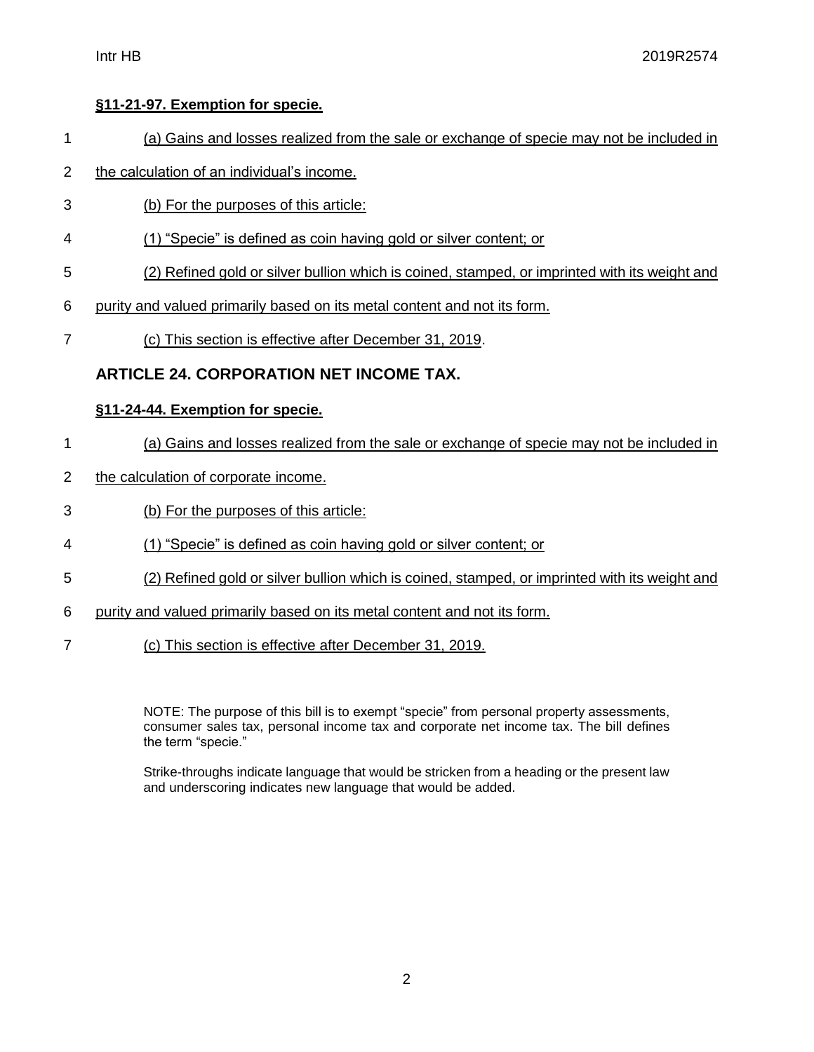**§11-21-97. Exemption for specie.**

(a) Gains and losses realized from the sale or exchange of specie may not be included in the calculation of an individual's income.

(b) For the purposes of this article:

(1) "Specie" is defined as coin having gold or silver content; or

(2) Refined gold or silver bullion which is coined, stamped, or imprinted with its weight and purity and valued primarily based on its metal content and not its form.

(c) This section is effective after December 31, 2019.

## ARTICLE 24. CORPORATION NET INCOME TAX.

**§11-24-44. Exemption for specie.**

(a) Gains and losses realized from the sale or exchange of specie may not be included in the calculation of corporate income.

(b) For the purposes of this article:

(1) "Specie" is defined as coin having gold or silver content; or

(2) Refined gold or silver bullion which is coined, stamped, or imprinted with its weight and purity and valued primarily based on its metal content and not its form.

(c) This section is effective after December 31, 2019.

NOTE: The purpose of this bill is to exempt "specie" from personal property assessments, consumer sales tax, personal income tax and corporate net income tax. The bill defines the term "specie."

Strike-throughs indicate language that would be stricken from a heading or the present law and underscoring indicates new language that would be added.